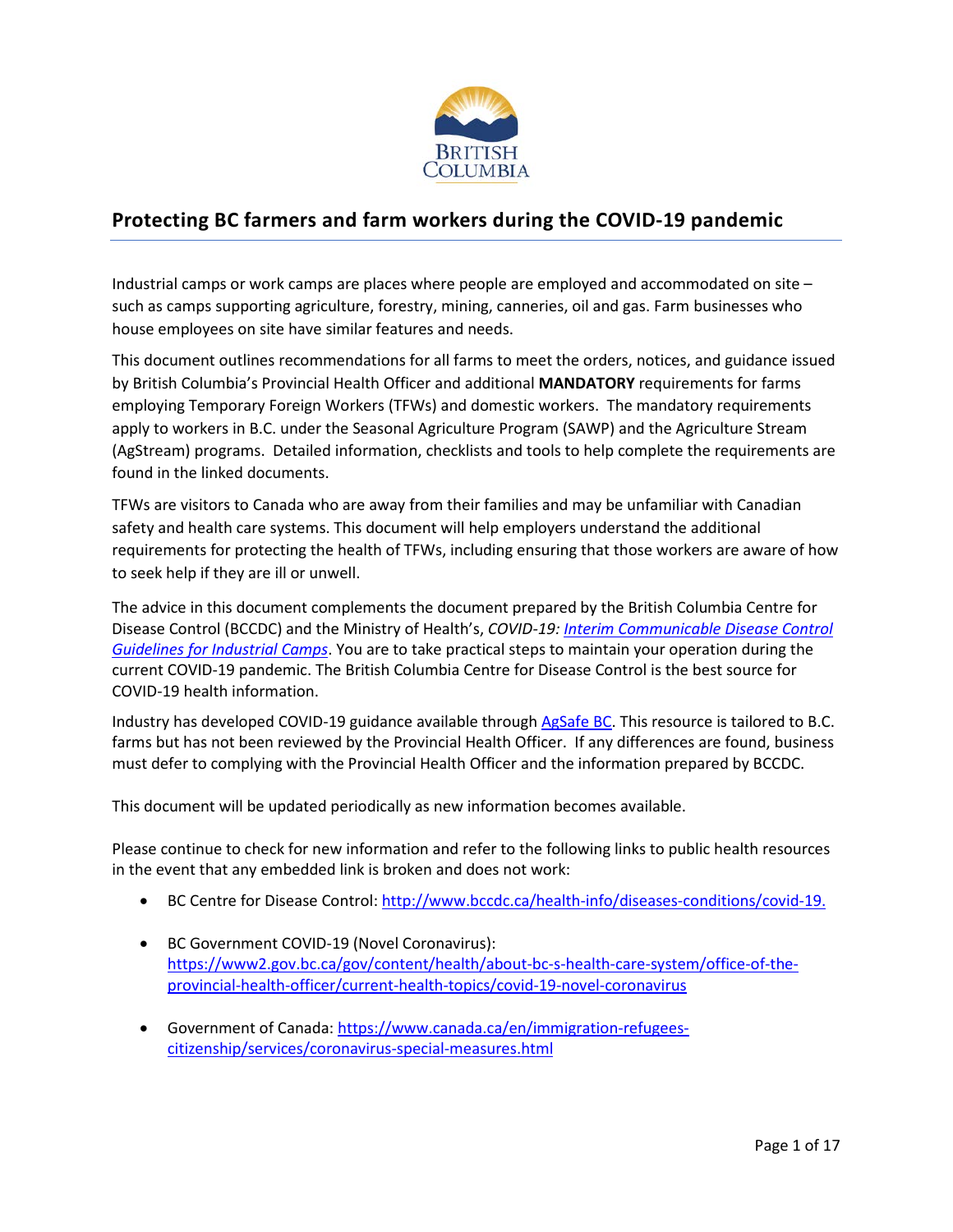# Protecting BC farmers and farm workers during the COVID-19 pandemic

Industrial camps or work camps are places where people are employed and accommodated on site – such as camps supporting agriculture, forestry, mining, canneries, oil and gas. Farm businesses who house employees on site have similar features and needs.

This document outlines recommendations for all farms to meet the orders, notices, and guidance issued by British Columbia's Provincial Health Officer and additional **MANDATORY** requirements for farms employing Temporary Foreign Workers (TFWs) and domestic workers. The mandatory requirements apply to workers in B.C. under the Seasonal Agriculture Program (SAWP) and the Agriculture Stream (AgStream) programs. Detailed information, checklists and tools to help complete the requirements are found in the linked documents.

TFWs are visitors to Canada who are away from their families and may be unfamiliar with Canadian safety and health care systems. This document will help employers understand the additional requirements for protecting the health of TFWs, including ensuring that those workers are aware of how to seek help if they are ill or unwell.

The advice in this document complements the document prepared by the British Columbia Centre for Disease Control (BCCDC) and the Ministry of Health's, *COVID-19: Interim Communicable Disease Control Guidelines for Industrial Camps*. You are to take practical steps to maintain your operation during the current COVID-19 pandemic. The British Columbia Centre for Disease Control is the best source for COVID-19 health information.

Industry has developed COVID-19 guidance available through AgSafe BC. This resource is tailored to B.C. farms but has not been reviewed by the Provincial Health Officer. If any differences are found, business must defer to complying with the Provincial Health Officer and the information prepared by BCCDC.

This document will be updated periodically as new information becomes available.

Please continue to check for new information and refer to the following links to public health resources in the event that any embedded link is broken and does not work:

- BC Centre for Disease Control: http://www.bccdc.ca/health-info/diseases-conditions/covid-19.
- BC Government COVID-19 (Novel Coronavirus): https://www2.gov.bc.ca/gov/content/health/about-bc-s-health-care-system/office-of-the-provincial-health-officer/current-health-topics/covid-19-novel-coronavirus
- Government of Canada: https://www.canada.ca/en/immigration-refugees-citizenship/services/coronavirus-special-measures.html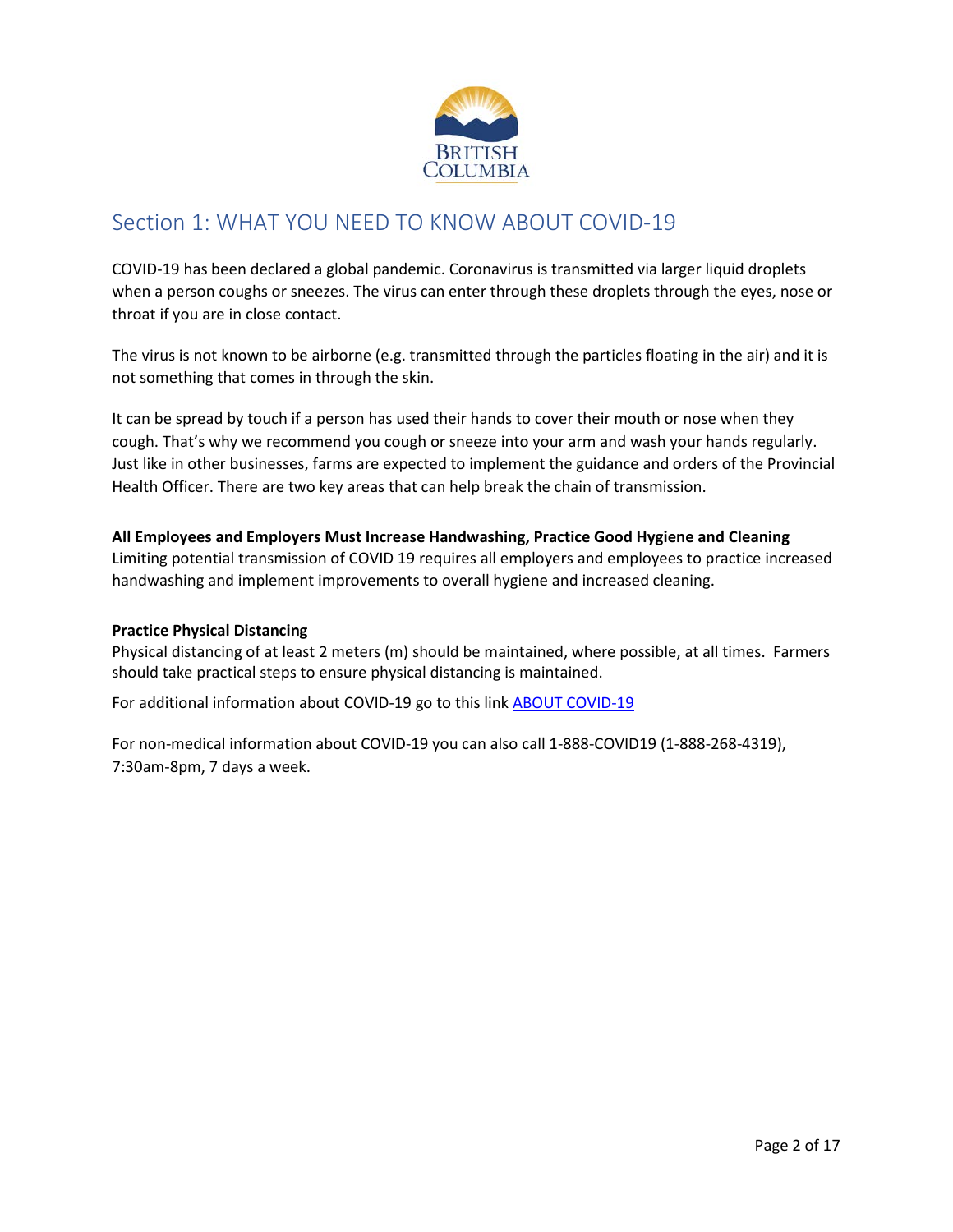## Section 1: WHAT YOU NEED TO KNOW ABOUT COVID-19

COVID-19 has been declared a global pandemic. Coronavirus is transmitted via larger liquid droplets when a person coughs or sneezes. The virus can enter through these droplets through the eyes, nose or throat if you are in close contact.

The virus is not known to be airborne (e.g. transmitted through the particles floating in the air) and it is not something that comes in through the skin.

It can be spread by touch if a person has used their hands to cover their mouth or nose when they cough. That's why we recommend you cough or sneeze into your arm and wash your hands regularly. Just like in other businesses, farms are expected to implement the guidance and orders of the Provincial Health Officer. There are two key areas that can help break the chain of transmission.

**All Employees and Employers Must Increase Handwashing, Practice Good Hygiene and Cleaning**

Limiting potential transmission of COVID 19 requires all employers and employees to practice increased handwashing and implement improvements to overall hygiene and increased cleaning.

**Practice Physical Distancing**

Physical distancing of at least 2 meters (m) should be maintained, where possible, at all times. Farmers should take practical steps to ensure physical distancing is maintained.

For additional information about COVID-19 go to this link ABOUT COVID-19

For non-medical information about COVID-19 you can also call 1-888-COVID19 (1-888-268-4319), 7:30am-8pm, 7 days a week.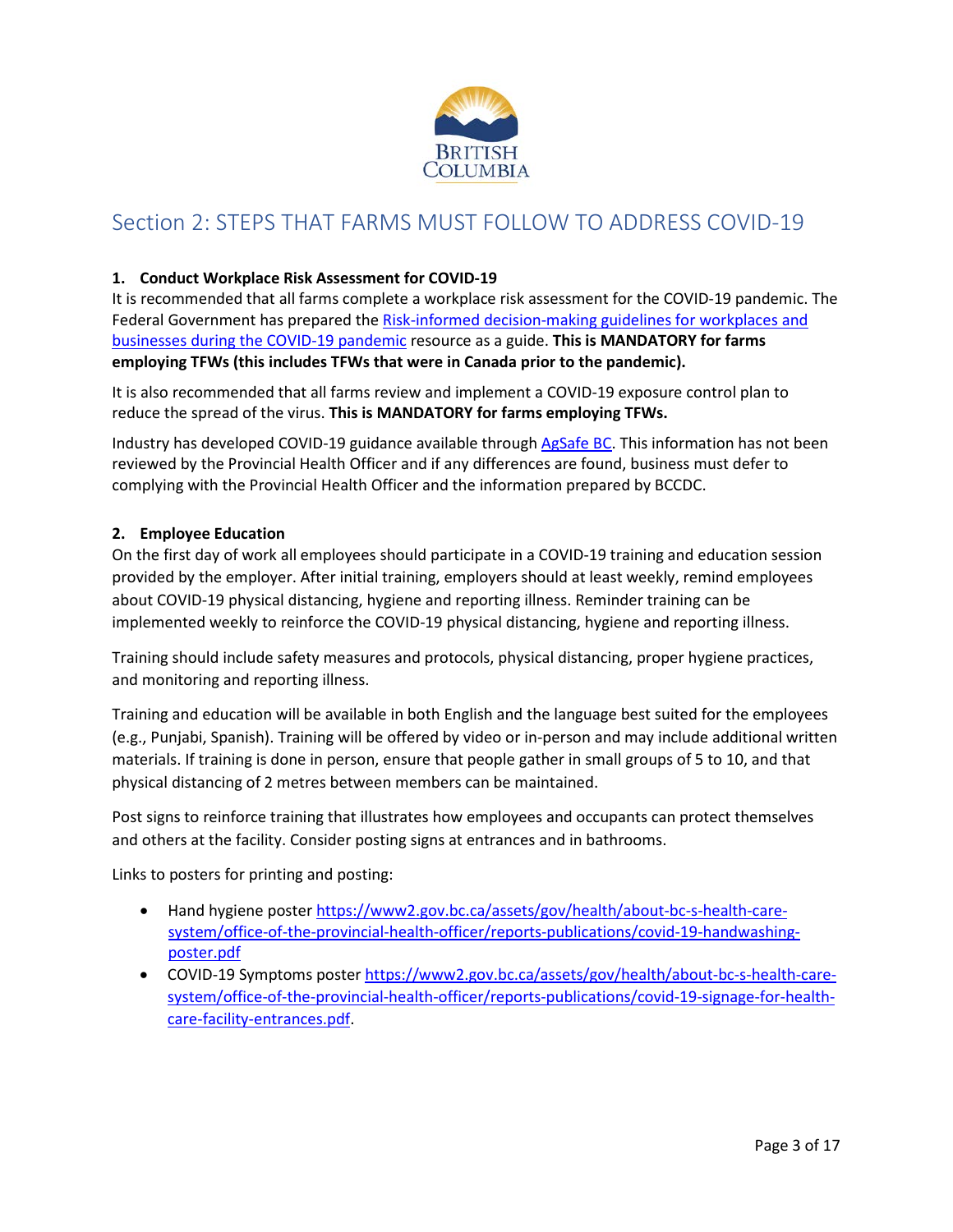## Section 2: STEPS THAT FARMS MUST FOLLOW TO ADDRESS COVID-19

### 1. Conduct Workplace Risk Assessment for COVID-19

It is recommended that all farms complete a workplace risk assessment for the COVID-19 pandemic. The Federal Government has prepared the [Risk-informed decision-making guidelines for workplaces and businesses during the COVID-19 pandemic]() resource as a guide. **This is MANDATORY for farms employing TFWs (this includes TFWs that were in Canada prior to the pandemic).**

It is also recommended that all farms review and implement a COVID-19 exposure control plan to reduce the spread of the virus. **This is MANDATORY for farms employing TFWs.**

Industry has developed COVID-19 guidance available through [AgSafe BC](). This information has not been reviewed by the Provincial Health Officer and if any differences are found, business must defer to complying with the Provincial Health Officer and the information prepared by BCCDC.

### 2. Employee Education

On the first day of work all employees should participate in a COVID-19 training and education session provided by the employer. After initial training, employers should at least weekly, remind employees about COVID-19 physical distancing, hygiene and reporting illness. Reminder training can be implemented weekly to reinforce the COVID-19 physical distancing, hygiene and reporting illness.

Training should include safety measures and protocols, physical distancing, proper hygiene practices, and monitoring and reporting illness.

Training and education will be available in both English and the language best suited for the employees (e.g., Punjabi, Spanish). Training will be offered by video or in-person and may include additional written materials. If training is done in person, ensure that people gather in small groups of 5 to 10, and that physical distancing of 2 metres between members can be maintained.

Post signs to reinforce training that illustrates how employees and occupants can protect themselves and others at the facility. Consider posting signs at entrances and in bathrooms.

Links to posters for printing and posting:

- Hand hygiene poster https://www2.gov.bc.ca/assets/gov/health/about-bc-s-health-care-system/office-of-the-provincial-health-officer/reports-publications/covid-19-handwashing-poster.pdf
- COVID-19 Symptoms poster https://www2.gov.bc.ca/assets/gov/health/about-bc-s-health-care-system/office-of-the-provincial-health-officer/reports-publications/covid-19-signage-for-health-care-facility-entrances.pdf.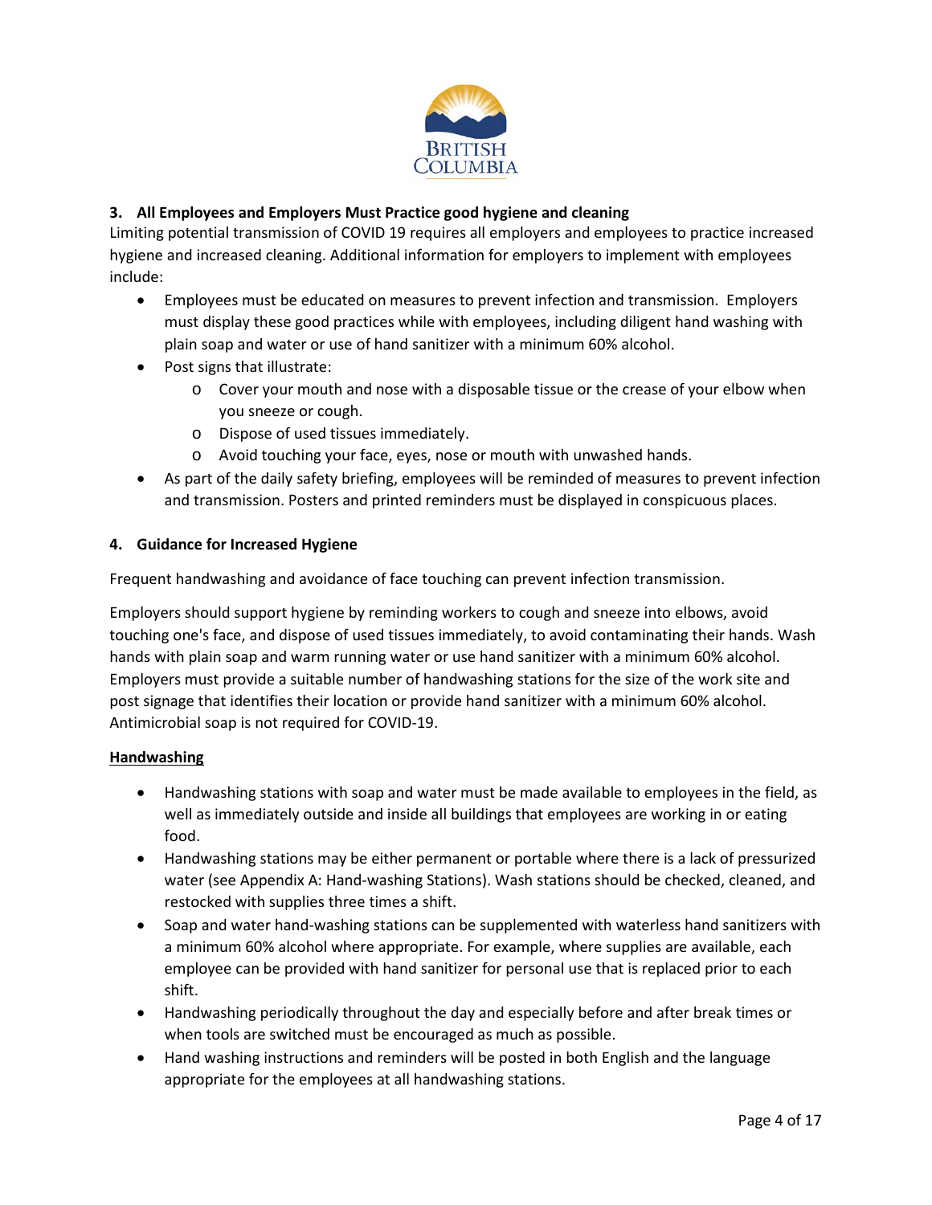### 3. All Employees and Employers Must Practice good hygiene and cleaning

Limiting potential transmission of COVID 19 requires all employers and employees to practice increased hygiene and increased cleaning. Additional information for employers to implement with employees include:

- Employees must be educated on measures to prevent infection and transmission. Employers must display these good practices while with employees, including diligent hand washing with plain soap and water or use of hand sanitizer with a minimum 60% alcohol.
- Post signs that illustrate:
  - Cover your mouth and nose with a disposable tissue or the crease of your elbow when you sneeze or cough.
  - Dispose of used tissues immediately.
  - Avoid touching your face, eyes, nose or mouth with unwashed hands.
- As part of the daily safety briefing, employees will be reminded of measures to prevent infection and transmission. Posters and printed reminders must be displayed in conspicuous places.

### 4. Guidance for Increased Hygiene

Frequent handwashing and avoidance of face touching can prevent infection transmission.

Employers should support hygiene by reminding workers to cough and sneeze into elbows, avoid touching one's face, and dispose of used tissues immediately, to avoid contaminating their hands. Wash hands with plain soap and warm running water or use hand sanitizer with a minimum 60% alcohol. Employers must provide a suitable number of handwashing stations for the size of the work site and post signage that identifies their location or provide hand sanitizer with a minimum 60% alcohol. Antimicrobial soap is not required for COVID-19.

#### Handwashing

- Handwashing stations with soap and water must be made available to employees in the field, as well as immediately outside and inside all buildings that employees are working in or eating food.
- Handwashing stations may be either permanent or portable where there is a lack of pressurized water (see Appendix A: Hand-washing Stations). Wash stations should be checked, cleaned, and restocked with supplies three times a shift.
- Soap and water hand-washing stations can be supplemented with waterless hand sanitizers with a minimum 60% alcohol where appropriate. For example, where supplies are available, each employee can be provided with hand sanitizer for personal use that is replaced prior to each shift.
- Handwashing periodically throughout the day and especially before and after break times or when tools are switched must be encouraged as much as possible.
- Hand washing instructions and reminders will be posted in both English and the language appropriate for the employees at all handwashing stations.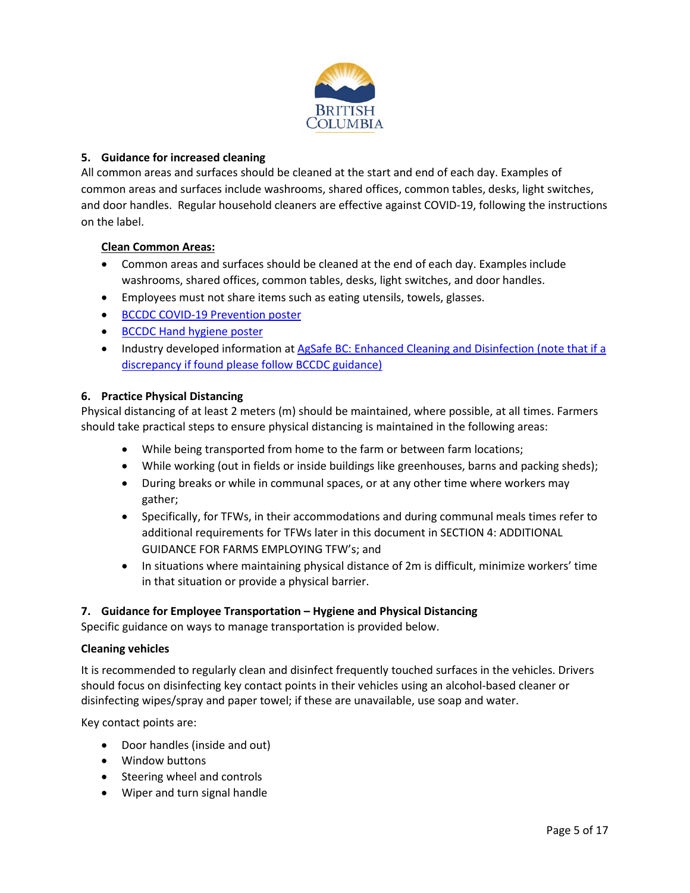### 5. Guidance for increased cleaning

All common areas and surfaces should be cleaned at the start and end of each day. Examples of common areas and surfaces include washrooms, shared offices, common tables, desks, light switches, and door handles. Regular household cleaners are effective against COVID-19, following the instructions on the label.

**Clean Common Areas:**

- Common areas and surfaces should be cleaned at the end of each day. Examples include washrooms, shared offices, common tables, desks, light switches, and door handles.
- Employees must not share items such as eating utensils, towels, glasses.
- BCCDC COVID-19 Prevention poster
- BCCDC Hand hygiene poster
- Industry developed information at AgSafe BC: Enhanced Cleaning and Disinfection (note that if a discrepancy if found please follow BCCDC guidance)

### 6. Practice Physical Distancing

Physical distancing of at least 2 meters (m) should be maintained, where possible, at all times. Farmers should take practical steps to ensure physical distancing is maintained in the following areas:

- While being transported from home to the farm or between farm locations;
- While working (out in fields or inside buildings like greenhouses, barns and packing sheds);
- During breaks or while in communal spaces, or at any other time where workers may gather;
- Specifically, for TFWs, in their accommodations and during communal meals times refer to additional requirements for TFWs later in this document in SECTION 4: ADDITIONAL GUIDANCE FOR FARMS EMPLOYING TFW's; and
- In situations where maintaining physical distance of 2m is difficult, minimize workers' time in that situation or provide a physical barrier.

### 7. Guidance for Employee Transportation – Hygiene and Physical Distancing

Specific guidance on ways to manage transportation is provided below.

**Cleaning vehicles**

It is recommended to regularly clean and disinfect frequently touched surfaces in the vehicles. Drivers should focus on disinfecting key contact points in their vehicles using an alcohol-based cleaner or disinfecting wipes/spray and paper towel; if these are unavailable, use soap and water.

Key contact points are:

- Door handles (inside and out)
- Window buttons
- Steering wheel and controls
- Wiper and turn signal handle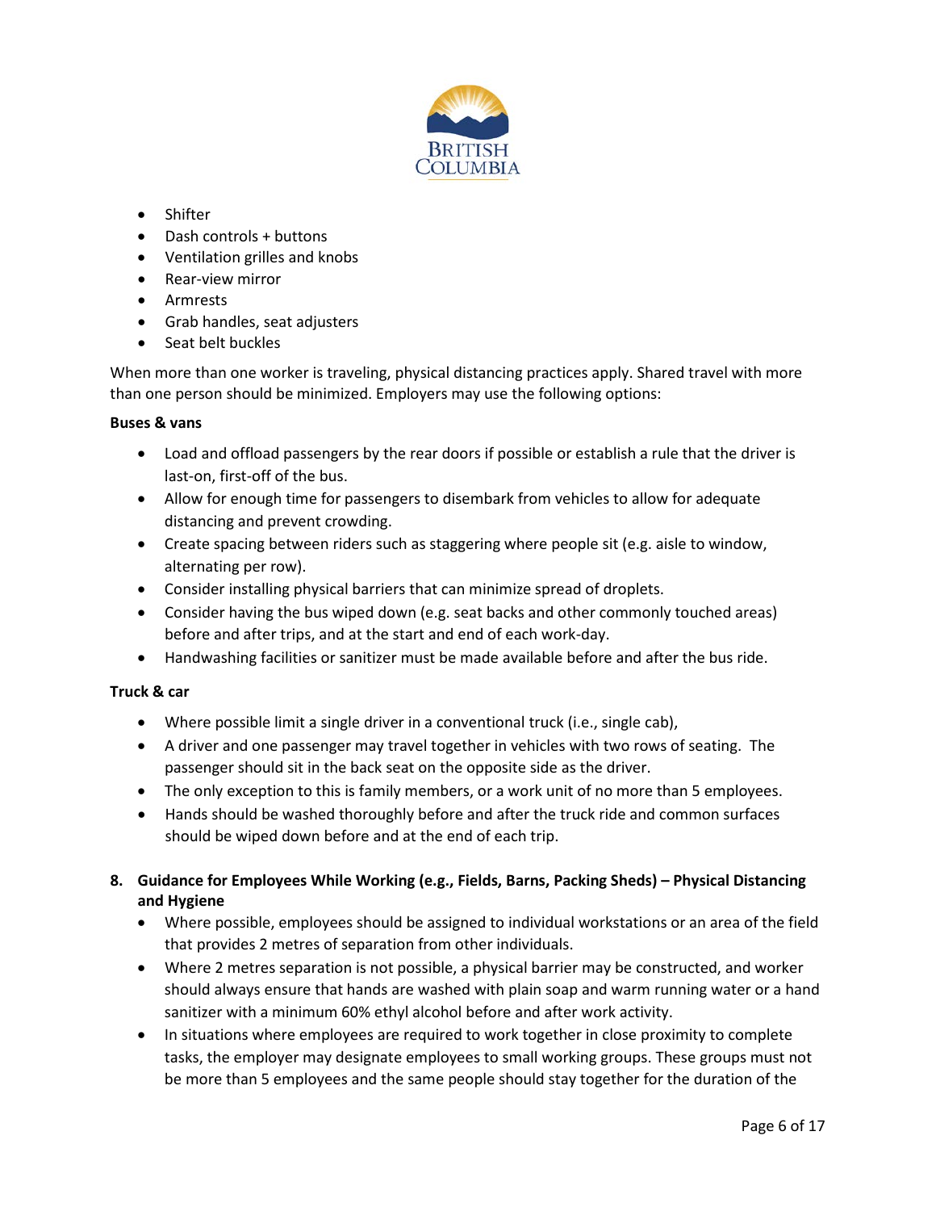- Shifter
- Dash controls + buttons
- Ventilation grilles and knobs
- Rear-view mirror
- Armrests
- Grab handles, seat adjusters
- Seat belt buckles

When more than one worker is traveling, physical distancing practices apply. Shared travel with more than one person should be minimized. Employers may use the following options:

**Buses & vans**

- Load and offload passengers by the rear doors if possible or establish a rule that the driver is last-on, first-off of the bus.
- Allow for enough time for passengers to disembark from vehicles to allow for adequate distancing and prevent crowding.
- Create spacing between riders such as staggering where people sit (e.g. aisle to window, alternating per row).
- Consider installing physical barriers that can minimize spread of droplets.
- Consider having the bus wiped down (e.g. seat backs and other commonly touched areas) before and after trips, and at the start and end of each work-day.
- Handwashing facilities or sanitizer must be made available before and after the bus ride.

**Truck & car**

- Where possible limit a single driver in a conventional truck (i.e., single cab),
- A driver and one passenger may travel together in vehicles with two rows of seating. The passenger should sit in the back seat on the opposite side as the driver.
- The only exception to this is family members, or a work unit of no more than 5 employees.
- Hands should be washed thoroughly before and after the truck ride and common surfaces should be wiped down before and at the end of each trip.

8. **Guidance for Employees While Working (e.g., Fields, Barns, Packing Sheds) – Physical Distancing and Hygiene**
   - Where possible, employees should be assigned to individual workstations or an area of the field that provides 2 metres of separation from other individuals.
   - Where 2 metres separation is not possible, a physical barrier may be constructed, and worker should always ensure that hands are washed with plain soap and warm running water or a hand sanitizer with a minimum 60% ethyl alcohol before and after work activity.
   - In situations where employees are required to work together in close proximity to complete tasks, the employer may designate employees to small working groups. These groups must not be more than 5 employees and the same people should stay together for the duration of the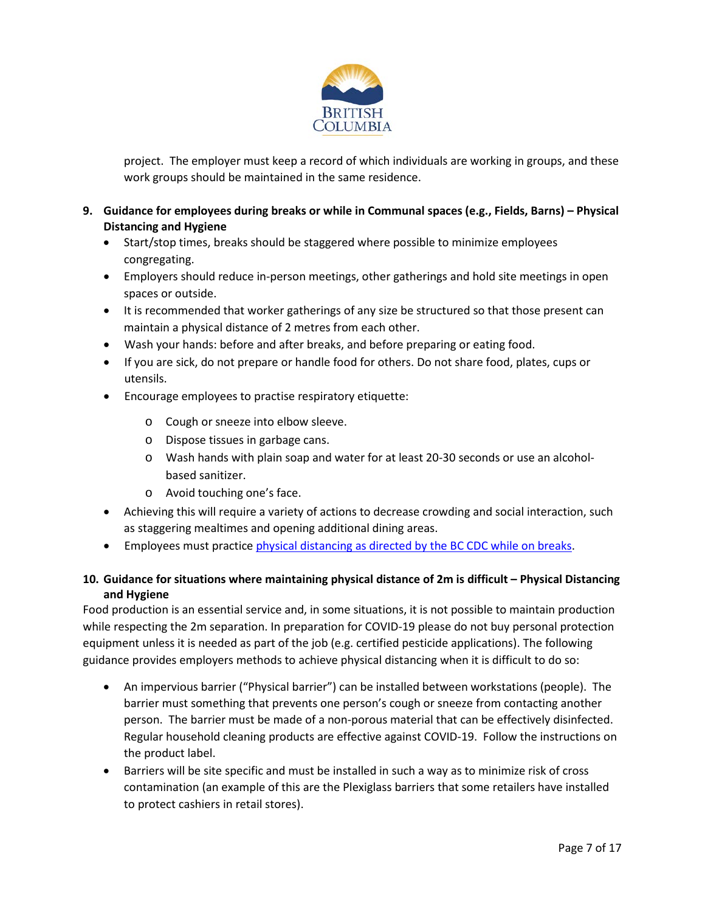project. The employer must keep a record of which individuals are working in groups, and these work groups should be maintained in the same residence.

**9. Guidance for employees during breaks or while in Communal spaces (e.g., Fields, Barns) – Physical Distancing and Hygiene**

- Start/stop times, breaks should be staggered where possible to minimize employees congregating.
- Employers should reduce in-person meetings, other gatherings and hold site meetings in open spaces or outside.
- It is recommended that worker gatherings of any size be structured so that those present can maintain a physical distance of 2 metres from each other.
- Wash your hands: before and after breaks, and before preparing or eating food.
- If you are sick, do not prepare or handle food for others. Do not share food, plates, cups or utensils.
- Encourage employees to practise respiratory etiquette:
  - Cough or sneeze into elbow sleeve.
  - Dispose tissues in garbage cans.
  - Wash hands with plain soap and water for at least 20-30 seconds or use an alcohol-based sanitizer.
  - Avoid touching one's face.
- Achieving this will require a variety of actions to decrease crowding and social interaction, such as staggering mealtimes and opening additional dining areas.
- Employees must practice physical distancing as directed by the BC CDC while on breaks.

**10. Guidance for situations where maintaining physical distance of 2m is difficult – Physical Distancing and Hygiene**

Food production is an essential service and, in some situations, it is not possible to maintain production while respecting the 2m separation. In preparation for COVID-19 please do not buy personal protection equipment unless it is needed as part of the job (e.g. certified pesticide applications). The following guidance provides employers methods to achieve physical distancing when it is difficult to do so:

- An impervious barrier ("Physical barrier") can be installed between workstations (people). The barrier must something that prevents one person's cough or sneeze from contacting another person. The barrier must be made of a non-porous material that can be effectively disinfected. Regular household cleaning products are effective against COVID-19. Follow the instructions on the product label.
- Barriers will be site specific and must be installed in such a way as to minimize risk of cross contamination (an example of this are the Plexiglass barriers that some retailers have installed to protect cashiers in retail stores).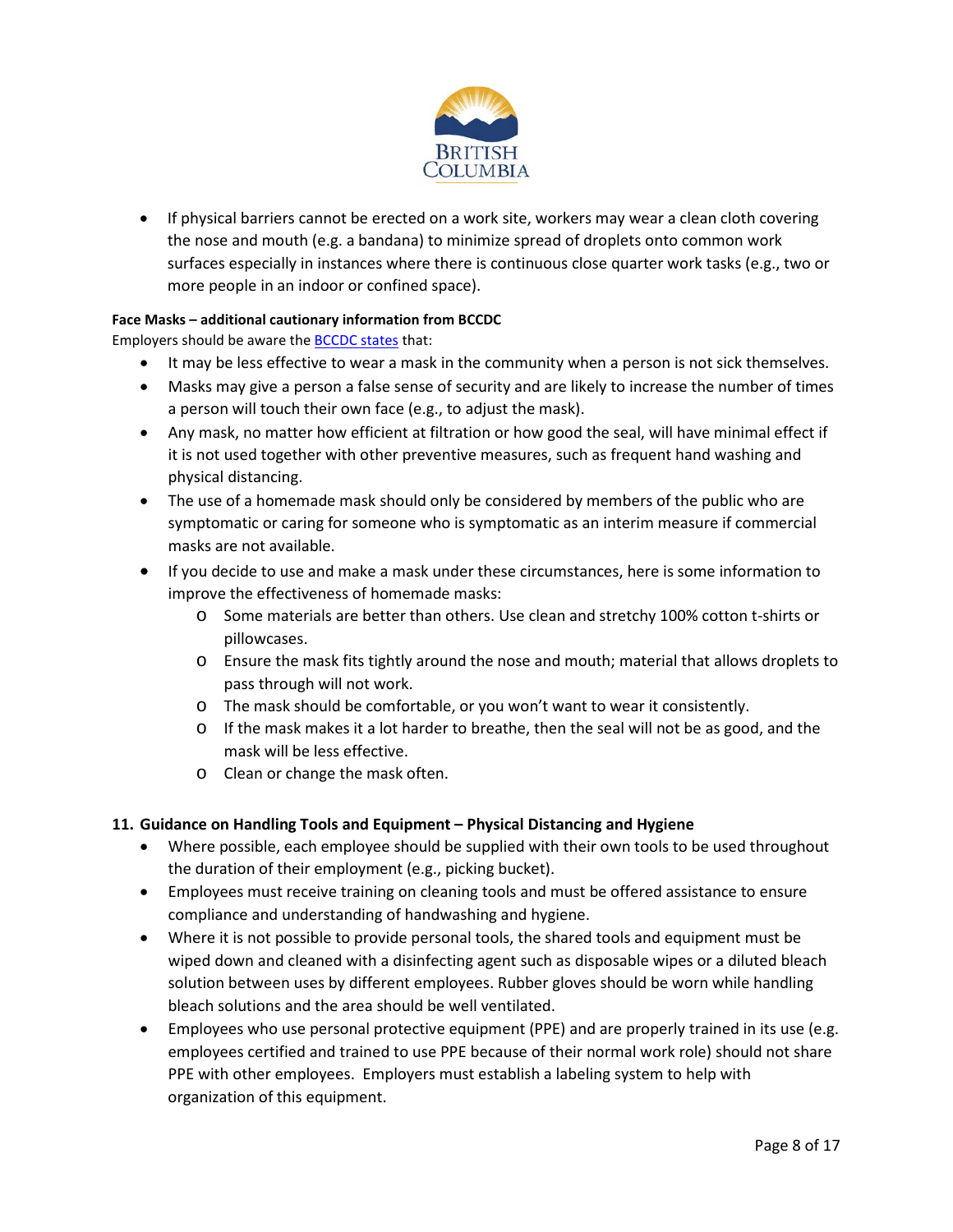- If physical barriers cannot be erected on a work site, workers may wear a clean cloth covering the nose and mouth (e.g. a bandana) to minimize spread of droplets onto common work surfaces especially in instances where there is continuous close quarter work tasks (e.g., two or more people in an indoor or confined space).

**Face Masks – additional cautionary information from BCCDC**

Employers should be aware the BCCDC states that:

- It may be less effective to wear a mask in the community when a person is not sick themselves.
- Masks may give a person a false sense of security and are likely to increase the number of times a person will touch their own face (e.g., to adjust the mask).
- Any mask, no matter how efficient at filtration or how good the seal, will have minimal effect if it is not used together with other preventive measures, such as frequent hand washing and physical distancing.
- The use of a homemade mask should only be considered by members of the public who are symptomatic or caring for someone who is symptomatic as an interim measure if commercial masks are not available.
- If you decide to use and make a mask under these circumstances, here is some information to improve the effectiveness of homemade masks:
    - Some materials are better than others. Use clean and stretchy 100% cotton t-shirts or pillowcases.
    - Ensure the mask fits tightly around the nose and mouth; material that allows droplets to pass through will not work.
    - The mask should be comfortable, or you won't want to wear it consistently.
    - If the mask makes it a lot harder to breathe, then the seal will not be as good, and the mask will be less effective.
    - Clean or change the mask often.

## 11. Guidance on Handling Tools and Equipment – Physical Distancing and Hygiene

- Where possible, each employee should be supplied with their own tools to be used throughout the duration of their employment (e.g., picking bucket).
- Employees must receive training on cleaning tools and must be offered assistance to ensure compliance and understanding of handwashing and hygiene.
- Where it is not possible to provide personal tools, the shared tools and equipment must be wiped down and cleaned with a disinfecting agent such as disposable wipes or a diluted bleach solution between uses by different employees. Rubber gloves should be worn while handling bleach solutions and the area should be well ventilated.
- Employees who use personal protective equipment (PPE) and are properly trained in its use (e.g. employees certified and trained to use PPE because of their normal work role) should not share PPE with other employees. Employers must establish a labeling system to help with organization of this equipment.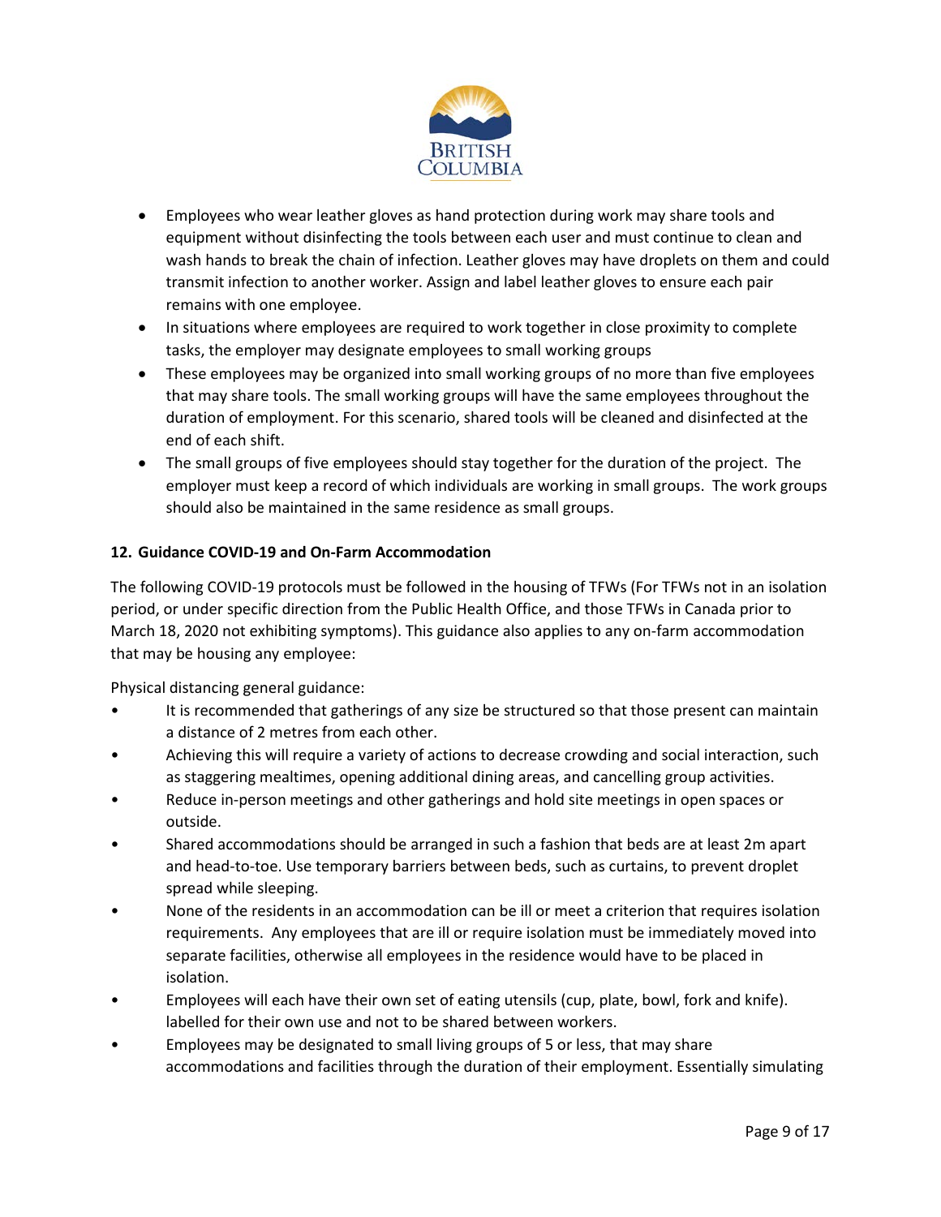- Employees who wear leather gloves as hand protection during work may share tools and equipment without disinfecting the tools between each user and must continue to clean and wash hands to break the chain of infection. Leather gloves may have droplets on them and could transmit infection to another worker. Assign and label leather gloves to ensure each pair remains with one employee.
- In situations where employees are required to work together in close proximity to complete tasks, the employer may designate employees to small working groups
- These employees may be organized into small working groups of no more than five employees that may share tools. The small working groups will have the same employees throughout the duration of employment. For this scenario, shared tools will be cleaned and disinfected at the end of each shift.
- The small groups of five employees should stay together for the duration of the project. The employer must keep a record of which individuals are working in small groups. The work groups should also be maintained in the same residence as small groups.

### 12. Guidance COVID-19 and On-Farm Accommodation

The following COVID-19 protocols must be followed in the housing of TFWs (For TFWs not in an isolation period, or under specific direction from the Public Health Office, and those TFWs in Canada prior to March 18, 2020 not exhibiting symptoms). This guidance also applies to any on-farm accommodation that may be housing any employee:

Physical distancing general guidance:

- It is recommended that gatherings of any size be structured so that those present can maintain a distance of 2 metres from each other.
- Achieving this will require a variety of actions to decrease crowding and social interaction, such as staggering mealtimes, opening additional dining areas, and cancelling group activities.
- Reduce in-person meetings and other gatherings and hold site meetings in open spaces or outside.
- Shared accommodations should be arranged in such a fashion that beds are at least 2m apart and head-to-toe. Use temporary barriers between beds, such as curtains, to prevent droplet spread while sleeping.
- None of the residents in an accommodation can be ill or meet a criterion that requires isolation requirements. Any employees that are ill or require isolation must be immediately moved into separate facilities, otherwise all employees in the residence would have to be placed in isolation.
- Employees will each have their own set of eating utensils (cup, plate, bowl, fork and knife). labelled for their own use and not to be shared between workers.
- Employees may be designated to small living groups of 5 or less, that may share accommodations and facilities through the duration of their employment. Essentially simulating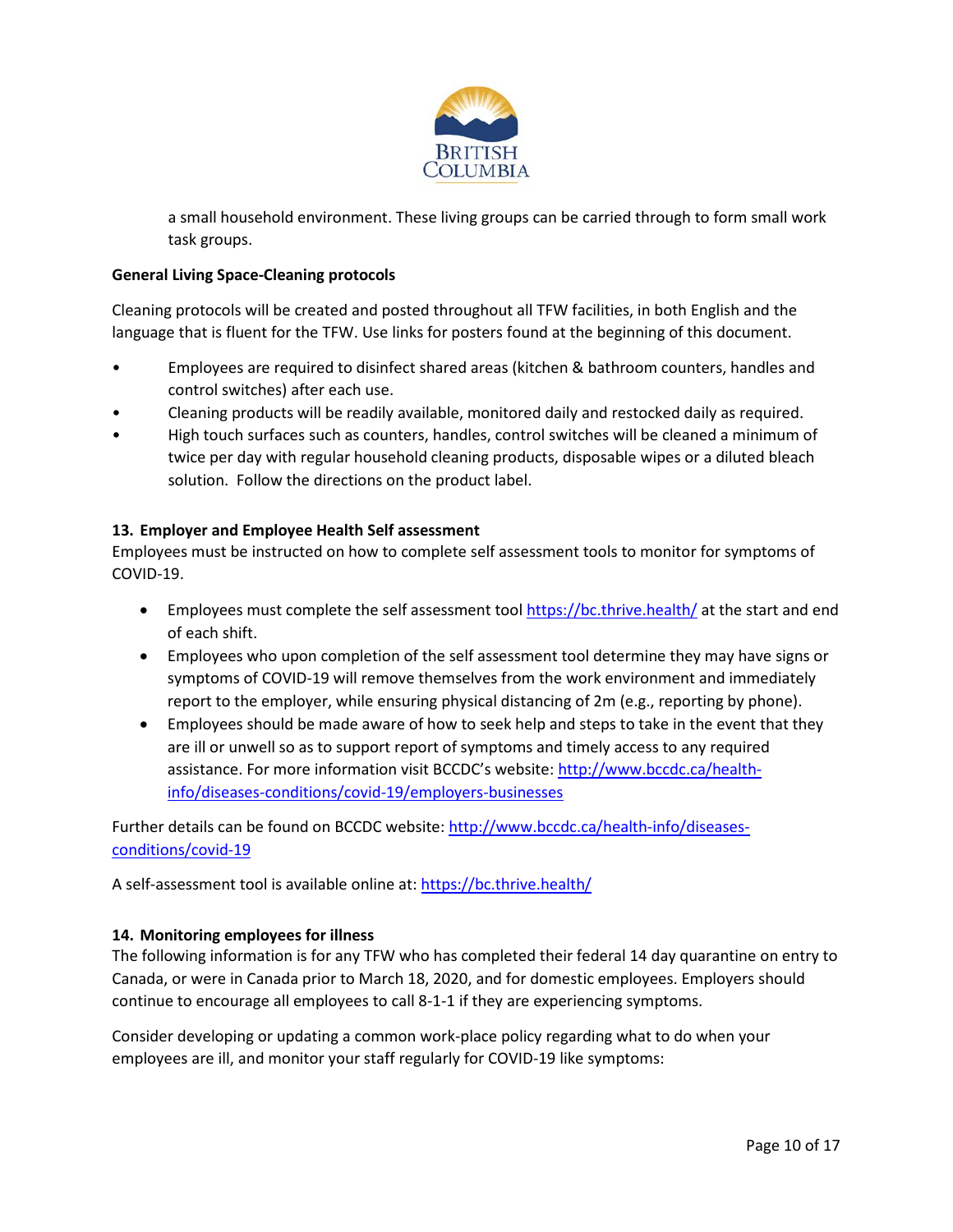a small household environment. These living groups can be carried through to form small work task groups.

**General Living Space-Cleaning protocols**

Cleaning protocols will be created and posted throughout all TFW facilities, in both English and the language that is fluent for the TFW. Use links for posters found at the beginning of this document.

- Employees are required to disinfect shared areas (kitchen & bathroom counters, handles and control switches) after each use.
- Cleaning products will be readily available, monitored daily and restocked daily as required.
- High touch surfaces such as counters, handles, control switches will be cleaned a minimum of twice per day with regular household cleaning products, disposable wipes or a diluted bleach solution. Follow the directions on the product label.

**13. Employer and Employee Health Self assessment**

Employees must be instructed on how to complete self assessment tools to monitor for symptoms of COVID-19.

- Employees must complete the self assessment tool https://bc.thrive.health/ at the start and end of each shift.
- Employees who upon completion of the self assessment tool determine they may have signs or symptoms of COVID-19 will remove themselves from the work environment and immediately report to the employer, while ensuring physical distancing of 2m (e.g., reporting by phone).
- Employees should be made aware of how to seek help and steps to take in the event that they are ill or unwell so as to support report of symptoms and timely access to any required assistance. For more information visit BCCDC's website: http://www.bccdc.ca/health-info/diseases-conditions/covid-19/employers-businesses

Further details can be found on BCCDC website: http://www.bccdc.ca/health-info/diseases-conditions/covid-19

A self-assessment tool is available online at: https://bc.thrive.health/

**14. Monitoring employees for illness**

The following information is for any TFW who has completed their federal 14 day quarantine on entry to Canada, or were in Canada prior to March 18, 2020, and for domestic employees. Employers should continue to encourage all employees to call 8-1-1 if they are experiencing symptoms.

Consider developing or updating a common work-place policy regarding what to do when your employees are ill, and monitor your staff regularly for COVID-19 like symptoms: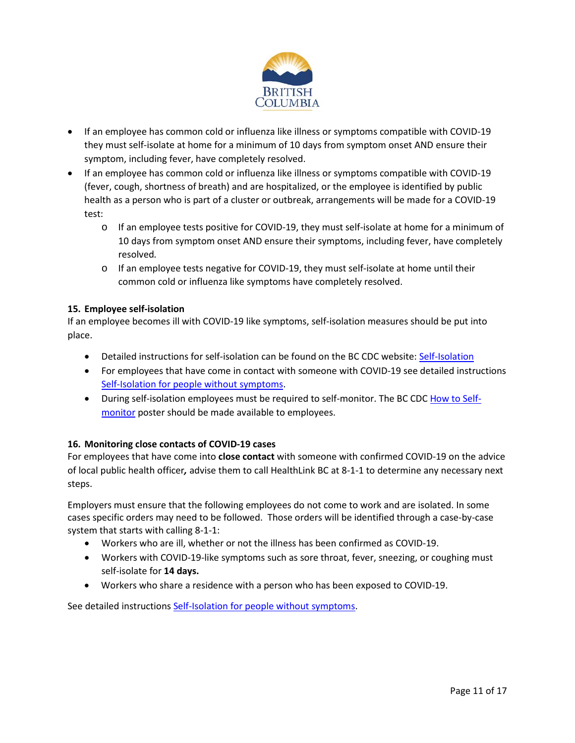- If an employee has common cold or influenza like illness or symptoms compatible with COVID-19 they must self-isolate at home for a minimum of 10 days from symptom onset AND ensure their symptom, including fever, have completely resolved.
- If an employee has common cold or influenza like illness or symptoms compatible with COVID-19 (fever, cough, shortness of breath) and are hospitalized, or the employee is identified by public health as a person who is part of a cluster or outbreak, arrangements will be made for a COVID-19 test:
  - If an employee tests positive for COVID-19, they must self-isolate at home for a minimum of 10 days from symptom onset AND ensure their symptoms, including fever, have completely resolved.
  - If an employee tests negative for COVID-19, they must self-isolate at home until their common cold or influenza like symptoms have completely resolved.

**15. Employee self-isolation**

If an employee becomes ill with COVID-19 like symptoms, self-isolation measures should be put into place.

- Detailed instructions for self-isolation can be found on the BC CDC website: Self-Isolation
- For employees that have come in contact with someone with COVID-19 see detailed instructions Self-Isolation for people without symptoms.
- During self-isolation employees must be required to self-monitor. The BC CDC How to Self-monitor poster should be made available to employees.

**16. Monitoring close contacts of COVID-19 cases**

For employees that have come into **close contact** with someone with confirmed COVID-19 on the advice of local public health officer***,*** advise them to call HealthLink BC at 8-1-1 to determine any necessary next steps.

Employers must ensure that the following employees do not come to work and are isolated. In some cases specific orders may need to be followed. Those orders will be identified through a case-by-case system that starts with calling 8-1-1:

- Workers who are ill, whether or not the illness has been confirmed as COVID-19.
- Workers with COVID-19-like symptoms such as sore throat, fever, sneezing, or coughing must self-isolate for **14 days.**
- Workers who share a residence with a person who has been exposed to COVID-19.

See detailed instructions Self-Isolation for people without symptoms.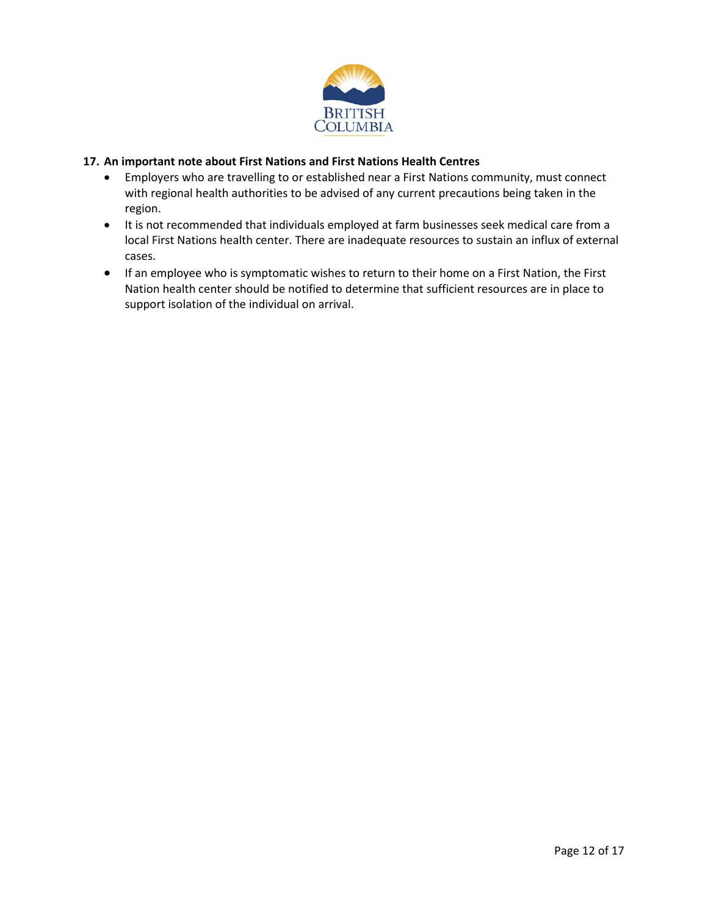**17. An important note about First Nations and First Nations Health Centres**

- Employers who are travelling to or established near a First Nations community, must connect with regional health authorities to be advised of any current precautions being taken in the region.
- It is not recommended that individuals employed at farm businesses seek medical care from a local First Nations health center. There are inadequate resources to sustain an influx of external cases.
- If an employee who is symptomatic wishes to return to their home on a First Nation, the First Nation health center should be notified to determine that sufficient resources are in place to support isolation of the individual on arrival.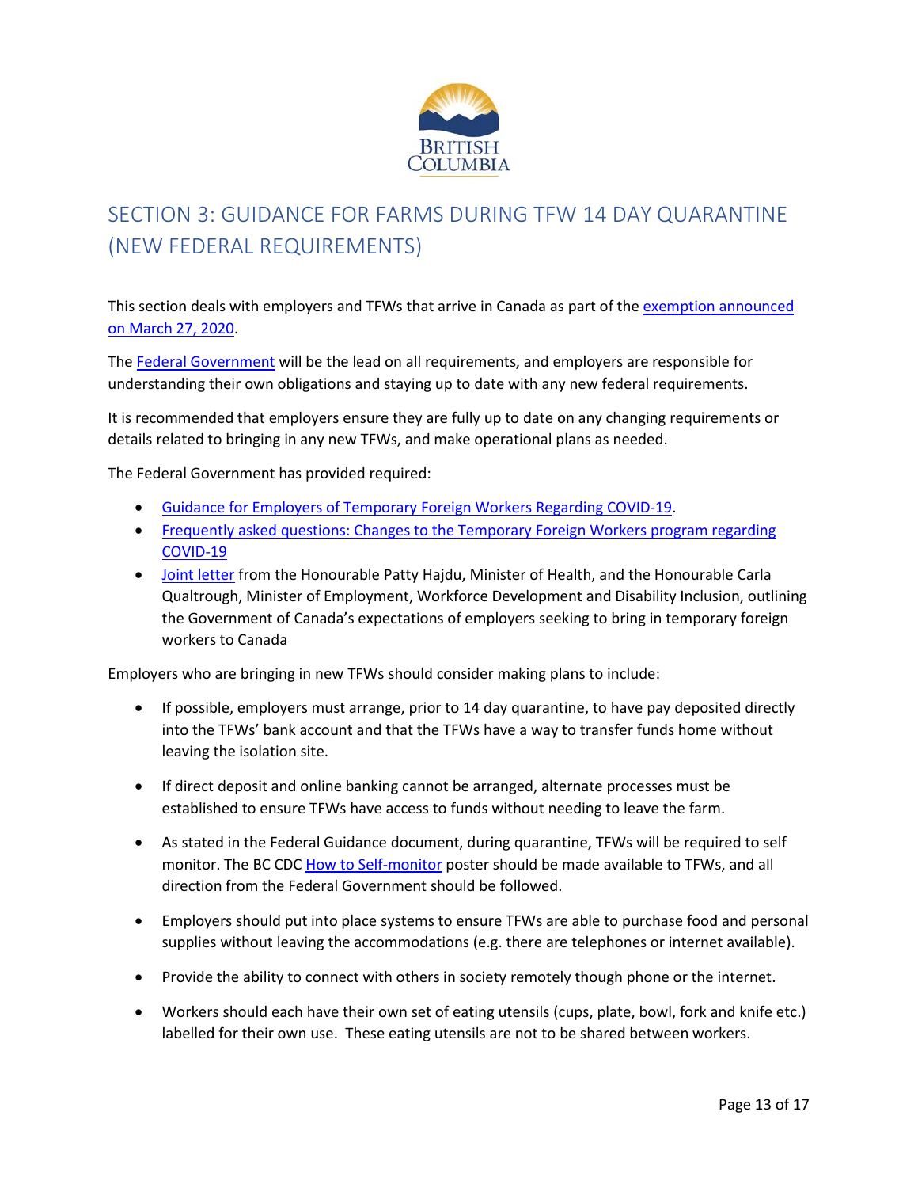## SECTION 3: GUIDANCE FOR FARMS DURING TFW 14 DAY QUARANTINE (NEW FEDERAL REQUIREMENTS)

This section deals with employers and TFWs that arrive in Canada as part of the exemption announced on March 27, 2020.

The Federal Government will be the lead on all requirements, and employers are responsible for understanding their own obligations and staying up to date with any new federal requirements.

It is recommended that employers ensure they are fully up to date on any changing requirements or details related to bringing in any new TFWs, and make operational plans as needed.

The Federal Government has provided required:

- Guidance for Employers of Temporary Foreign Workers Regarding COVID-19.
- Frequently asked questions: Changes to the Temporary Foreign Workers program regarding COVID-19
- Joint letter from the Honourable Patty Hajdu, Minister of Health, and the Honourable Carla Qualtrough, Minister of Employment, Workforce Development and Disability Inclusion, outlining the Government of Canada's expectations of employers seeking to bring in temporary foreign workers to Canada

Employers who are bringing in new TFWs should consider making plans to include:

- If possible, employers must arrange, prior to 14 day quarantine, to have pay deposited directly into the TFWs' bank account and that the TFWs have a way to transfer funds home without leaving the isolation site.
- If direct deposit and online banking cannot be arranged, alternate processes must be established to ensure TFWs have access to funds without needing to leave the farm.
- As stated in the Federal Guidance document, during quarantine, TFWs will be required to self monitor. The BC CDC How to Self-monitor poster should be made available to TFWs, and all direction from the Federal Government should be followed.
- Employers should put into place systems to ensure TFWs are able to purchase food and personal supplies without leaving the accommodations (e.g. there are telephones or internet available).
- Provide the ability to connect with others in society remotely though phone or the internet.
- Workers should each have their own set of eating utensils (cups, plate, bowl, fork and knife etc.) labelled for their own use. These eating utensils are not to be shared between workers.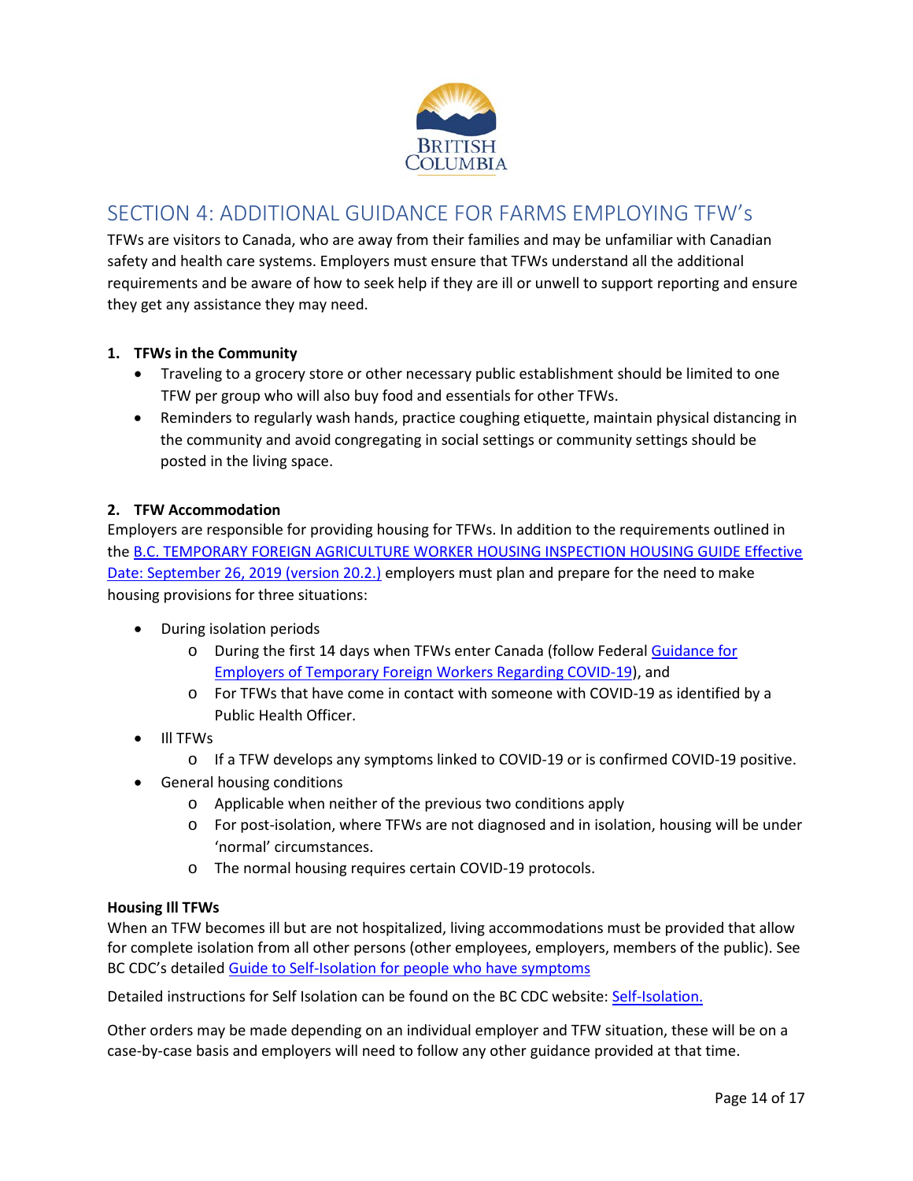## SECTION 4: ADDITIONAL GUIDANCE FOR FARMS EMPLOYING TFW's

TFWs are visitors to Canada, who are away from their families and may be unfamiliar with Canadian safety and health care systems. Employers must ensure that TFWs understand all the additional requirements and be aware of how to seek help if they are ill or unwell to support reporting and ensure they get any assistance they may need.

**1. TFWs in the Community**

- Traveling to a grocery store or other necessary public establishment should be limited to one TFW per group who will also buy food and essentials for other TFWs.
- Reminders to regularly wash hands, practice coughing etiquette, maintain physical distancing in the community and avoid congregating in social settings or community settings should be posted in the living space.

**2. TFW Accommodation**

Employers are responsible for providing housing for TFWs. In addition to the requirements outlined in the B.C. TEMPORARY FOREIGN AGRICULTURE WORKER HOUSING INSPECTION HOUSING GUIDE Effective Date: September 26, 2019 (version 20.2.) employers must plan and prepare for the need to make housing provisions for three situations:

- During isolation periods
  - During the first 14 days when TFWs enter Canada (follow Federal Guidance for Employers of Temporary Foreign Workers Regarding COVID-19), and
  - For TFWs that have come in contact with someone with COVID-19 as identified by a Public Health Officer.
- Ill TFWs
  - If a TFW develops any symptoms linked to COVID-19 or is confirmed COVID-19 positive.
- General housing conditions
  - Applicable when neither of the previous two conditions apply
  - For post-isolation, where TFWs are not diagnosed and in isolation, housing will be under 'normal' circumstances.
  - The normal housing requires certain COVID-19 protocols.

**Housing Ill TFWs**

When an TFW becomes ill but are not hospitalized, living accommodations must be provided that allow for complete isolation from all other persons (other employees, employers, members of the public). See BC CDC's detailed Guide to Self-Isolation for people who have symptoms

Detailed instructions for Self Isolation can be found on the BC CDC website: Self-Isolation.

Other orders may be made depending on an individual employer and TFW situation, these will be on a case-by-case basis and employers will need to follow any other guidance provided at that time.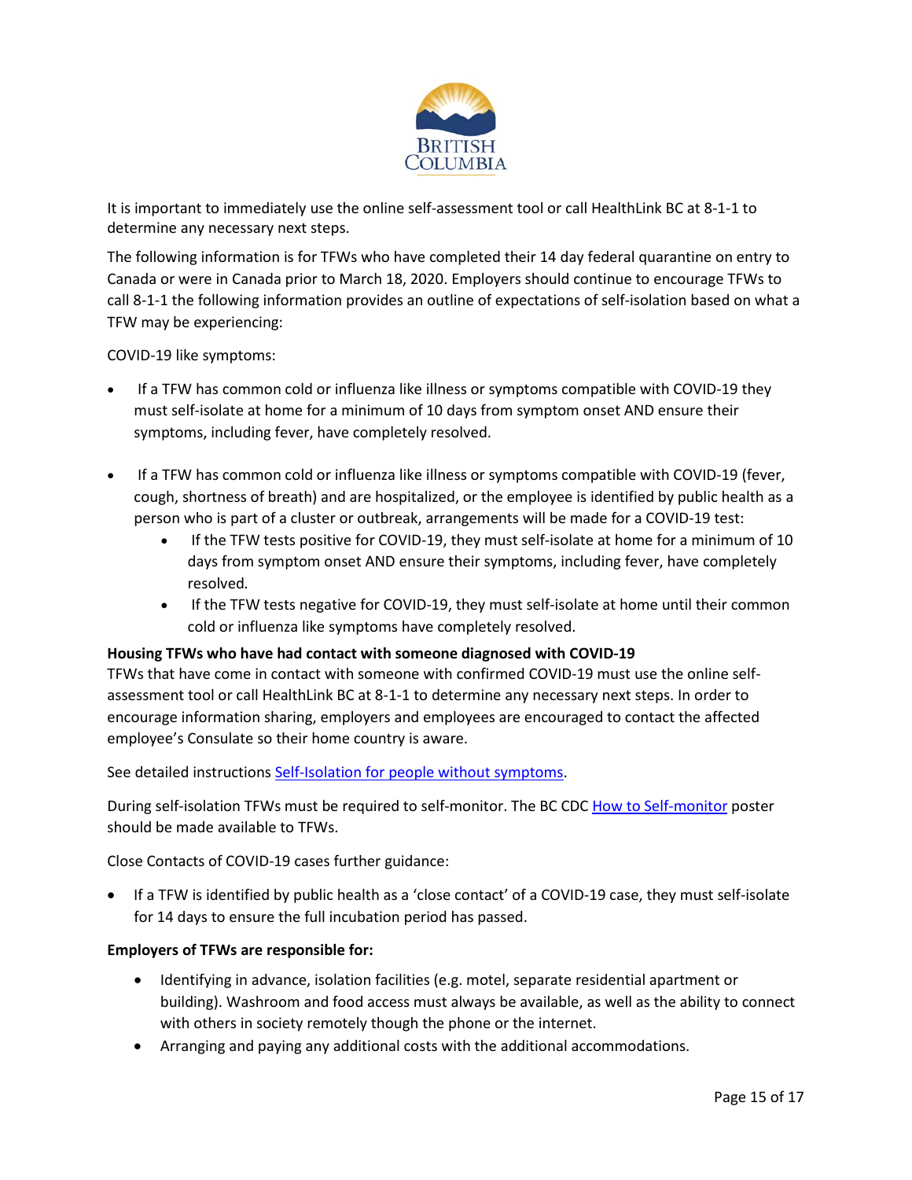It is important to immediately use the online self-assessment tool or call HealthLink BC at 8-1-1 to determine any necessary next steps.

The following information is for TFWs who have completed their 14 day federal quarantine on entry to Canada or were in Canada prior to March 18, 2020. Employers should continue to encourage TFWs to call 8-1-1 the following information provides an outline of expectations of self-isolation based on what a TFW may be experiencing:

COVID-19 like symptoms:

- If a TFW has common cold or influenza like illness or symptoms compatible with COVID-19 they must self-isolate at home for a minimum of 10 days from symptom onset AND ensure their symptoms, including fever, have completely resolved.
- If a TFW has common cold or influenza like illness or symptoms compatible with COVID-19 (fever, cough, shortness of breath) and are hospitalized, or the employee is identified by public health as a person who is part of a cluster or outbreak, arrangements will be made for a COVID-19 test:
  - If the TFW tests positive for COVID-19, they must self-isolate at home for a minimum of 10 days from symptom onset AND ensure their symptoms, including fever, have completely resolved.
  - If the TFW tests negative for COVID-19, they must self-isolate at home until their common cold or influenza like symptoms have completely resolved.

**Housing TFWs who have had contact with someone diagnosed with COVID-19**

TFWs that have come in contact with someone with confirmed COVID-19 must use the online self-assessment tool or call HealthLink BC at 8-1-1 to determine any necessary next steps. In order to encourage information sharing, employers and employees are encouraged to contact the affected employee's Consulate so their home country is aware.

See detailed instructions Self-Isolation for people without symptoms.

During self-isolation TFWs must be required to self-monitor. The BC CDC How to Self-monitor poster should be made available to TFWs.

Close Contacts of COVID-19 cases further guidance:

- If a TFW is identified by public health as a 'close contact' of a COVID-19 case, they must self-isolate for 14 days to ensure the full incubation period has passed.

**Employers of TFWs are responsible for:**

- Identifying in advance, isolation facilities (e.g. motel, separate residential apartment or building). Washroom and food access must always be available, as well as the ability to connect with others in society remotely though the phone or the internet.
- Arranging and paying any additional costs with the additional accommodations.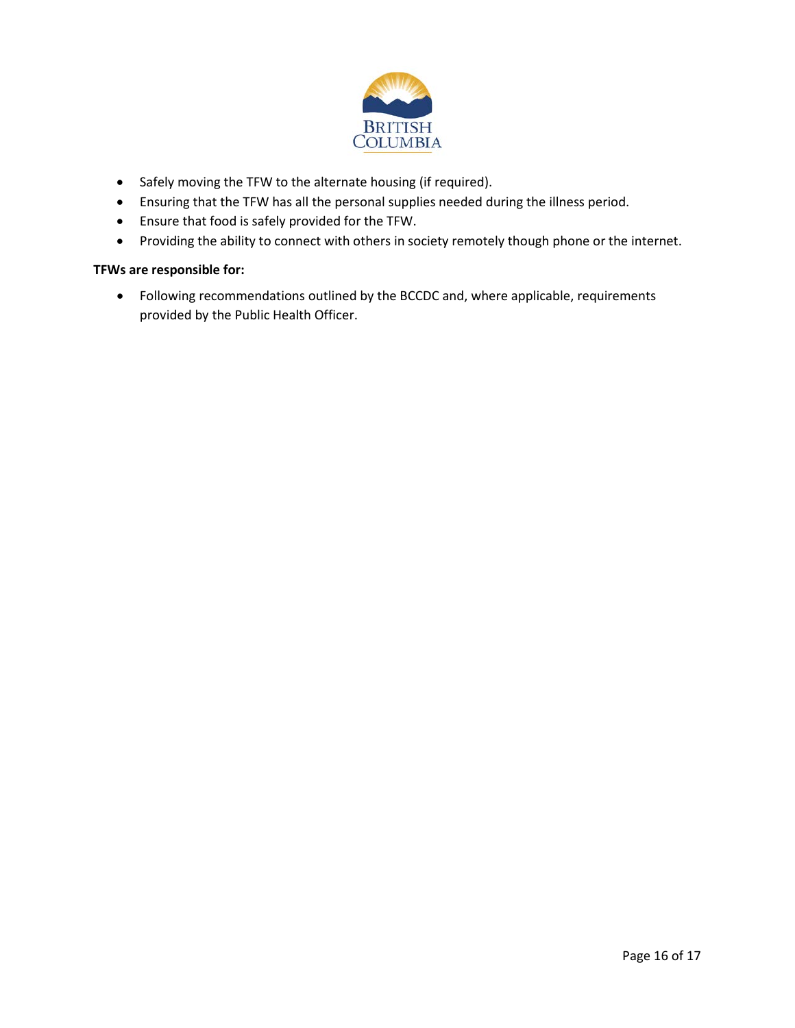- Safely moving the TFW to the alternate housing (if required).
- Ensuring that the TFW has all the personal supplies needed during the illness period.
- Ensure that food is safely provided for the TFW.
- Providing the ability to connect with others in society remotely though phone or the internet.

**TFWs are responsible for:**

- Following recommendations outlined by the BCCDC and, where applicable, requirements provided by the Public Health Officer.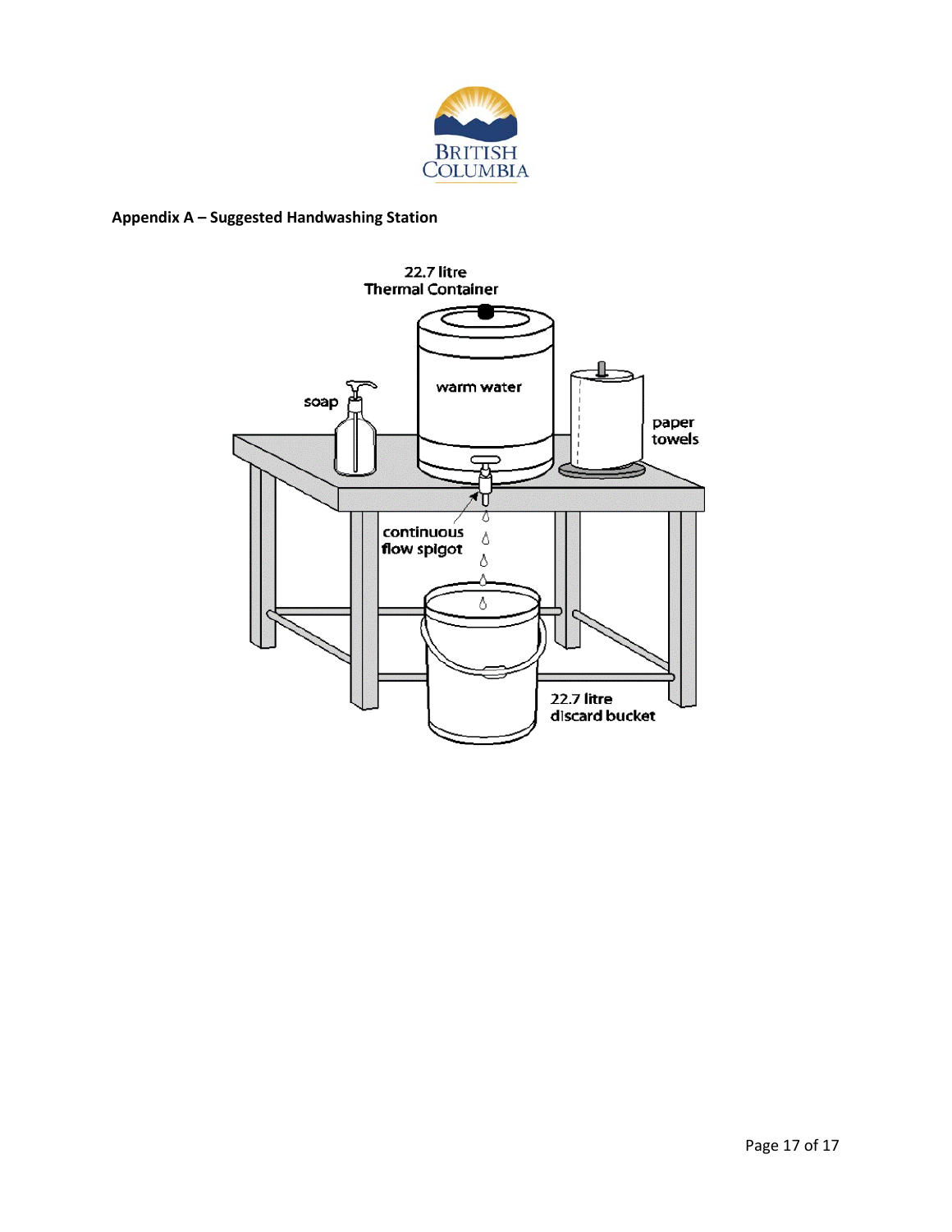## Appendix A – Suggested Handwashing Station

22.7 litre
Thermal Container

warm water

soap

paper
towels

continuous
flow spigot

22.7 litre
discard bucket